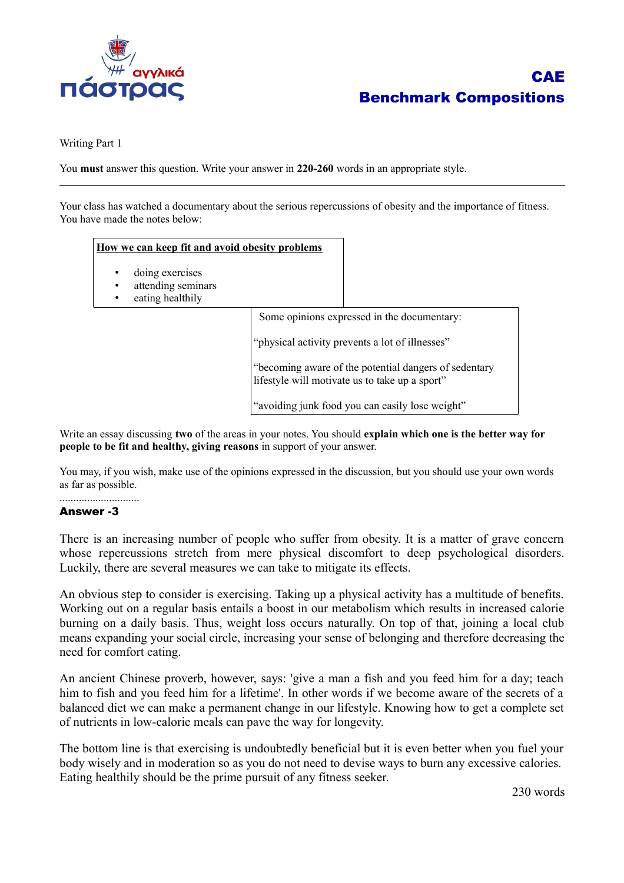# CAE
# Benchmark Compositions

Writing Part 1

You **must** answer this question. Write your answer in **220-260** words in an appropriate style.

---

Your class has watched a documentary about the serious repercussions of obesity and the importance of fitness. You have made the notes below:

**How we can keep fit and avoid obesity problems**

- doing exercises
- attending seminars
- eating healthily

Some opinions expressed in the documentary:

"physical activity prevents a lot of illnesses"

"becoming aware of the potential dangers of sedentary lifestyle will motivate us to take up a sport"

"avoiding junk food you can easily lose weight"

Write an essay discussing **two** of the areas in your notes. You should **explain which one is the better way for people to be fit and healthy, giving reasons** in support of your answer.

You may, if you wish, make use of the opinions expressed in the discussion, but you should use your own words as far as possible.

.............................

**Answer -3**

There is an increasing number of people who suffer from obesity. It is a matter of grave concern whose repercussions stretch from mere physical discomfort to deep psychological disorders. Luckily, there are several measures we can take to mitigate its effects.

An obvious step to consider is exercising. Taking up a physical activity has a multitude of benefits. Working out on a regular basis entails a boost in our metabolism which results in increased calorie burning on a daily basis. Thus, weight loss occurs naturally. On top of that, joining a local club means expanding your social circle, increasing your sense of belonging and therefore decreasing the need for comfort eating.

An ancient Chinese proverb, however, says: 'give a man a fish and you feed him for a day; teach him to fish and you feed him for a lifetime'. In other words if we become aware of the secrets of a balanced diet we can make a permanent change in our lifestyle. Knowing how to get a complete set of nutrients in low-calorie meals can pave the way for longevity.

The bottom line is that exercising is undoubtedly beneficial but it is even better when you fuel your body wisely and in moderation so as you do not need to devise ways to burn any excessive calories. Eating healthily should be the prime pursuit of any fitness seeker.

230 words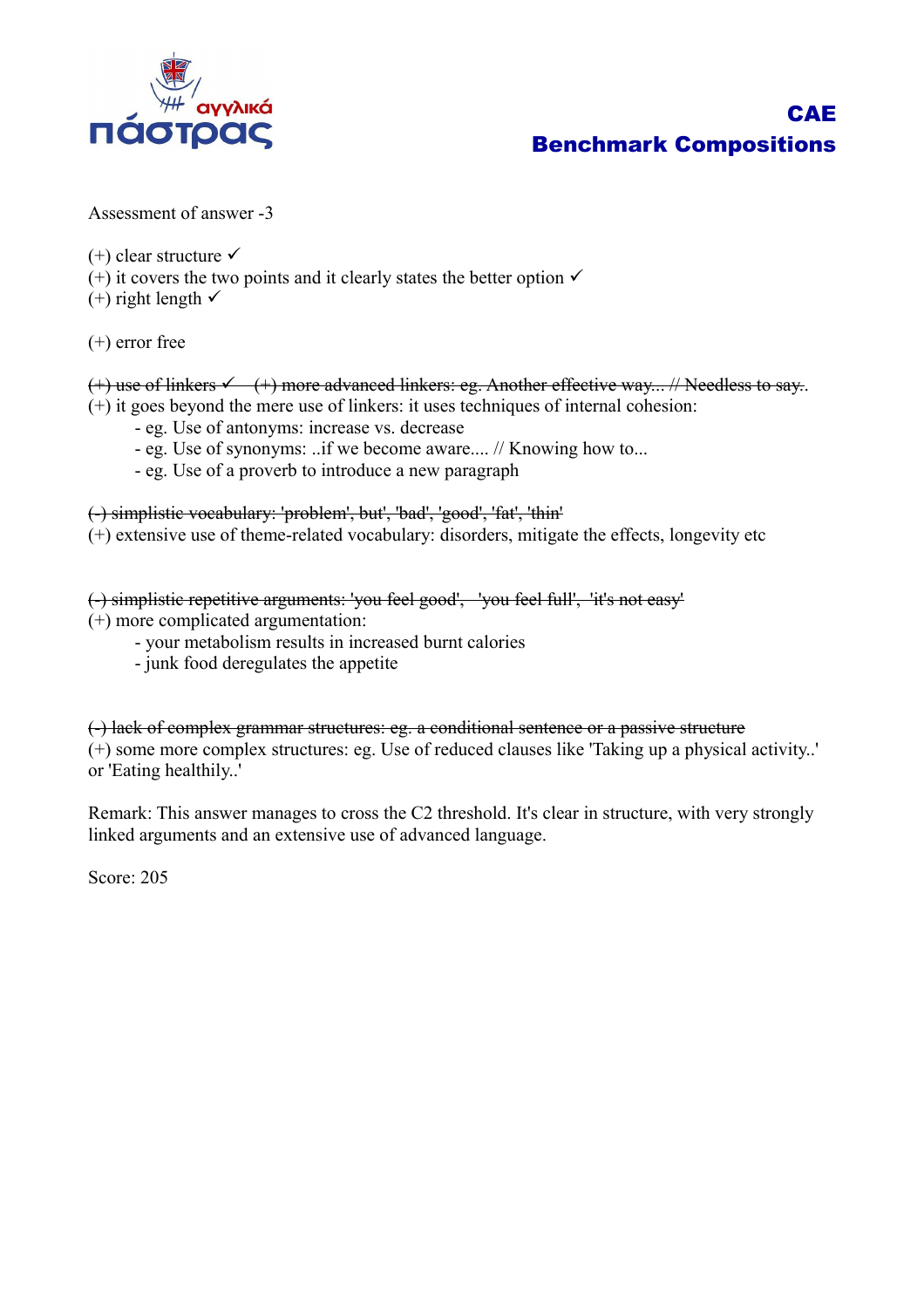# CAE
# Benchmark Compositions

Assessment of answer -3

(+) clear structure ✓
(+) it covers the two points and it clearly states the better option ✓
(+) right length ✓

(+) error free

~~(+) use of linkers ✓ (+) more advanced linkers: eg. Another effective way... // Needless to say..~~
(+) it goes beyond the mere use of linkers: it uses techniques of internal cohesion:

- eg. Use of antonyms: increase vs. decrease
- eg. Use of synonyms: ..if we become aware.... // Knowing how to...
- eg. Use of a proverb to introduce a new paragraph

~~(-) simplistic vocabulary: 'problem', but', 'bad', 'good', 'fat', 'thin'~~
(+) extensive use of theme-related vocabulary: disorders, mitigate the effects, longevity etc

~~(-) simplistic repetitive arguments: 'you feel good', 'you feel full', 'it's not easy'~~
(+) more complicated argumentation:

- your metabolism results in increased burnt calories
- junk food deregulates the appetite

~~(-) lack of complex grammar structures: eg. a conditional sentence or a passive structure~~
(+) some more complex structures: eg. Use of reduced clauses like 'Taking up a physical activity..' or 'Eating healthily..'

Remark: This answer manages to cross the C2 threshold. It's clear in structure, with very strongly linked arguments and an extensive use of advanced language.

Score: 205